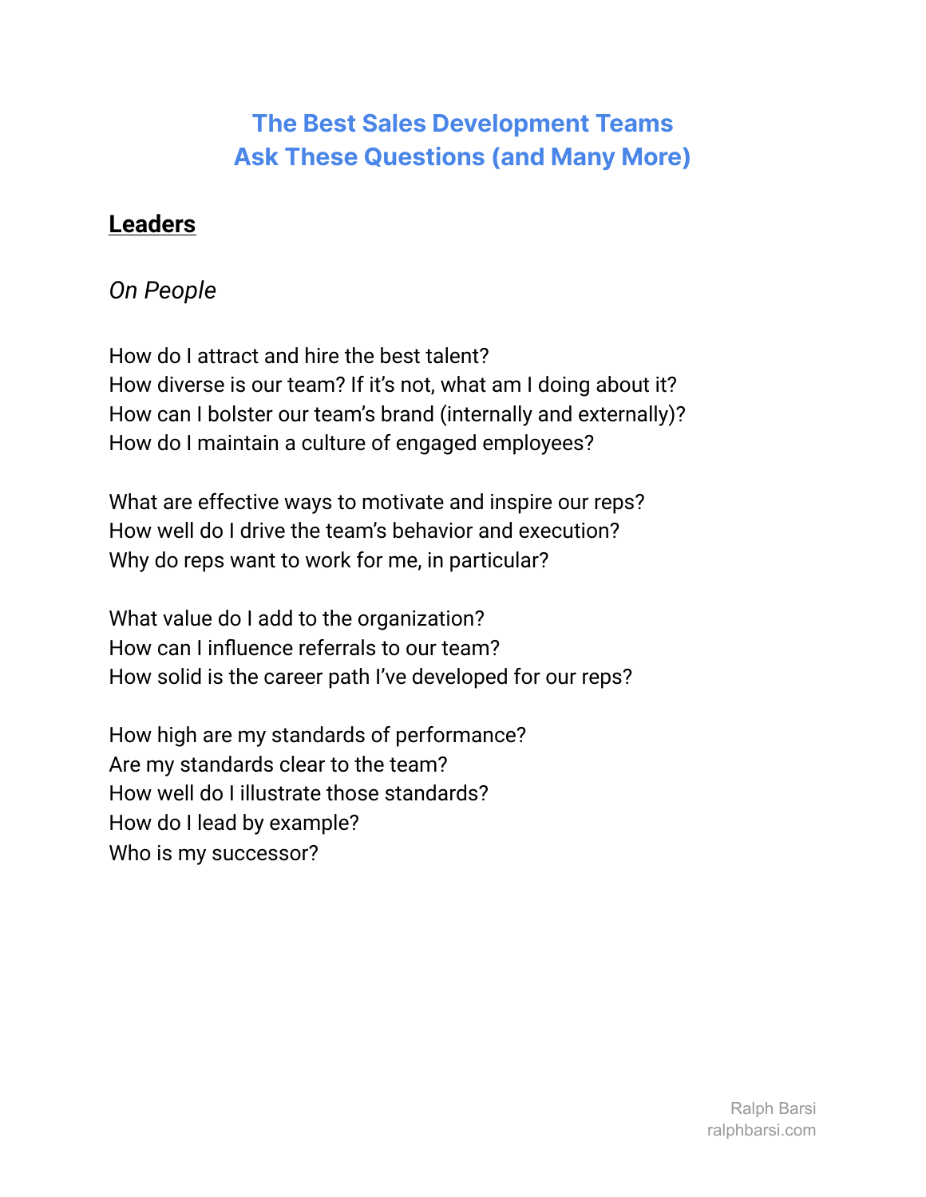# The Best Sales Development Teams Ask These Questions (and Many More)

## Leaders

### *On People*

How do I attract and hire the best talent?
How diverse is our team? If it's not, what am I doing about it?
How can I bolster our team's brand (internally and externally)?
How do I maintain a culture of engaged employees?

What are effective ways to motivate and inspire our reps?
How well do I drive the team's behavior and execution?
Why do reps want to work for me, in particular?

What value do I add to the organization?
How can I influence referrals to our team?
How solid is the career path I've developed for our reps?

How high are my standards of performance?
Are my standards clear to the team?
How well do I illustrate those standards?
How do I lead by example?
Who is my successor?

Ralph Barsi
ralphbarsi.com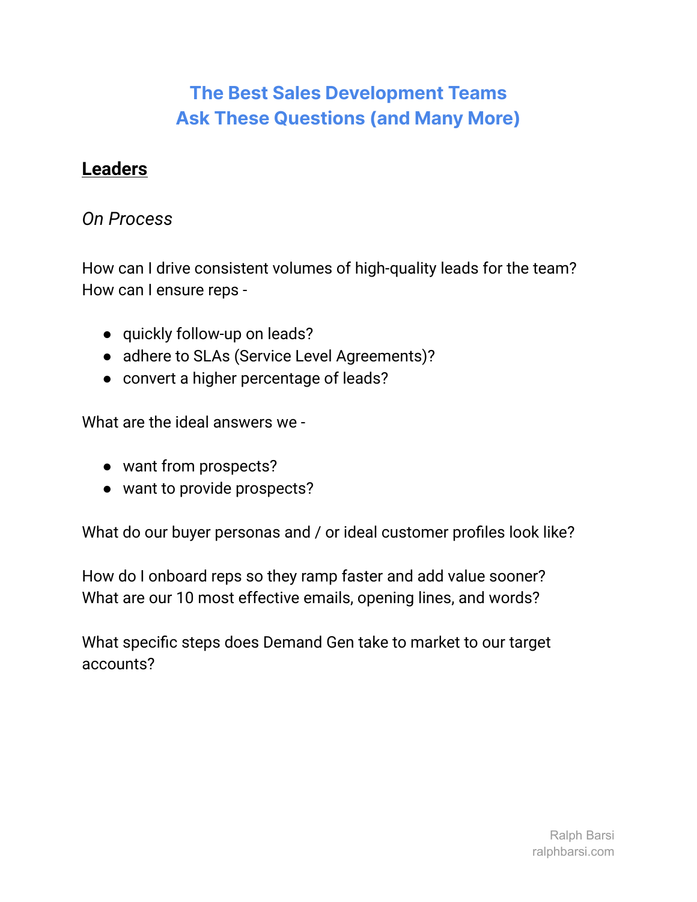# The Best Sales Development Teams Ask These Questions (and Many More)

## Leaders

*On Process*

How can I drive consistent volumes of high-quality leads for the team?
How can I ensure reps -

- quickly follow-up on leads?
- adhere to SLAs (Service Level Agreements)?
- convert a higher percentage of leads?

What are the ideal answers we -

- want from prospects?
- want to provide prospects?

What do our buyer personas and / or ideal customer profiles look like?

How do I onboard reps so they ramp faster and add value sooner?
What are our 10 most effective emails, opening lines, and words?

What specific steps does Demand Gen take to market to our target accounts?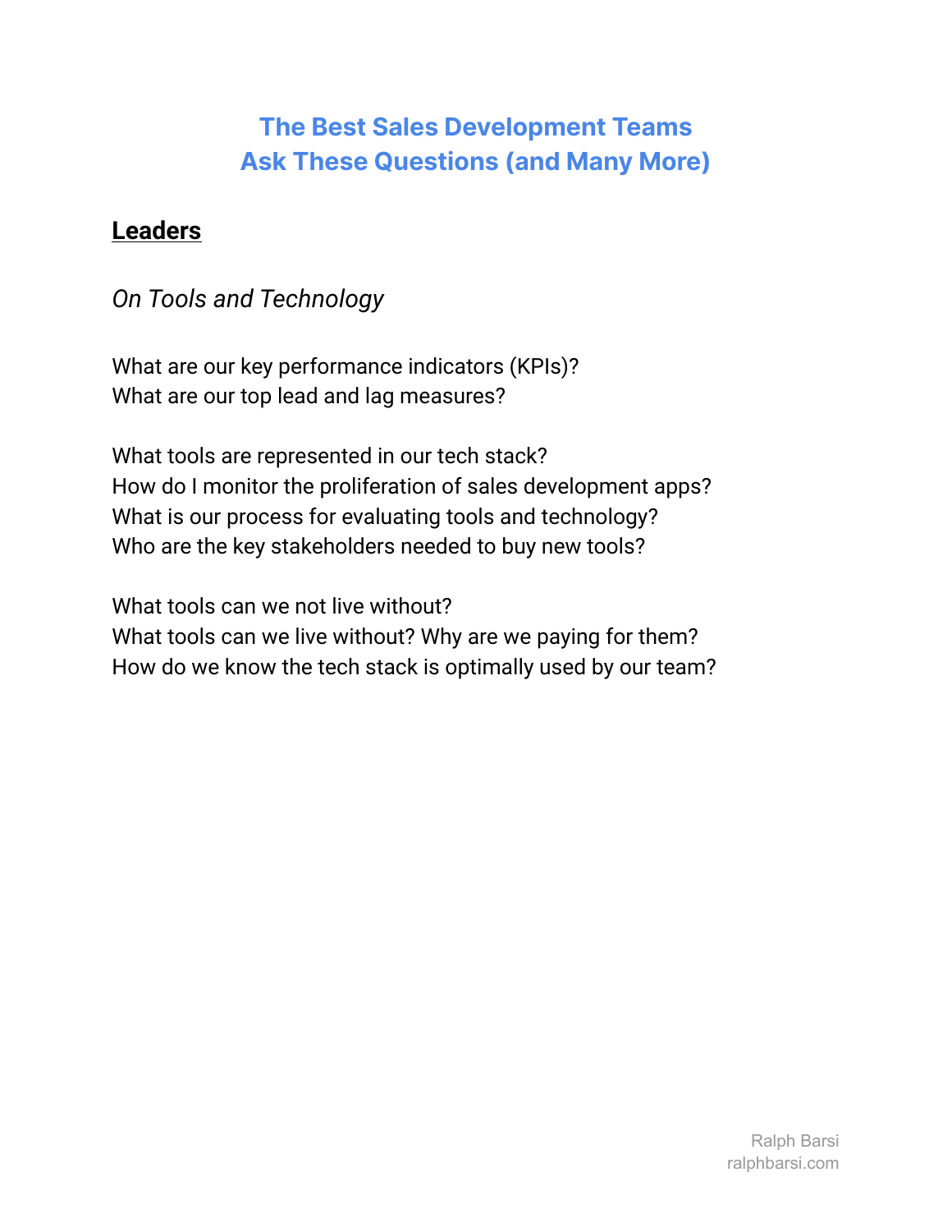# The Best Sales Development Teams
# Ask These Questions (and Many More)

## Leaders

*On Tools and Technology*

What are our key performance indicators (KPIs)?
What are our top lead and lag measures?

What tools are represented in our tech stack?
How do I monitor the proliferation of sales development apps?
What is our process for evaluating tools and technology?
Who are the key stakeholders needed to buy new tools?

What tools can we not live without?
What tools can we live without? Why are we paying for them?
How do we know the tech stack is optimally used by our team?

Ralph Barsi
ralphbarsi.com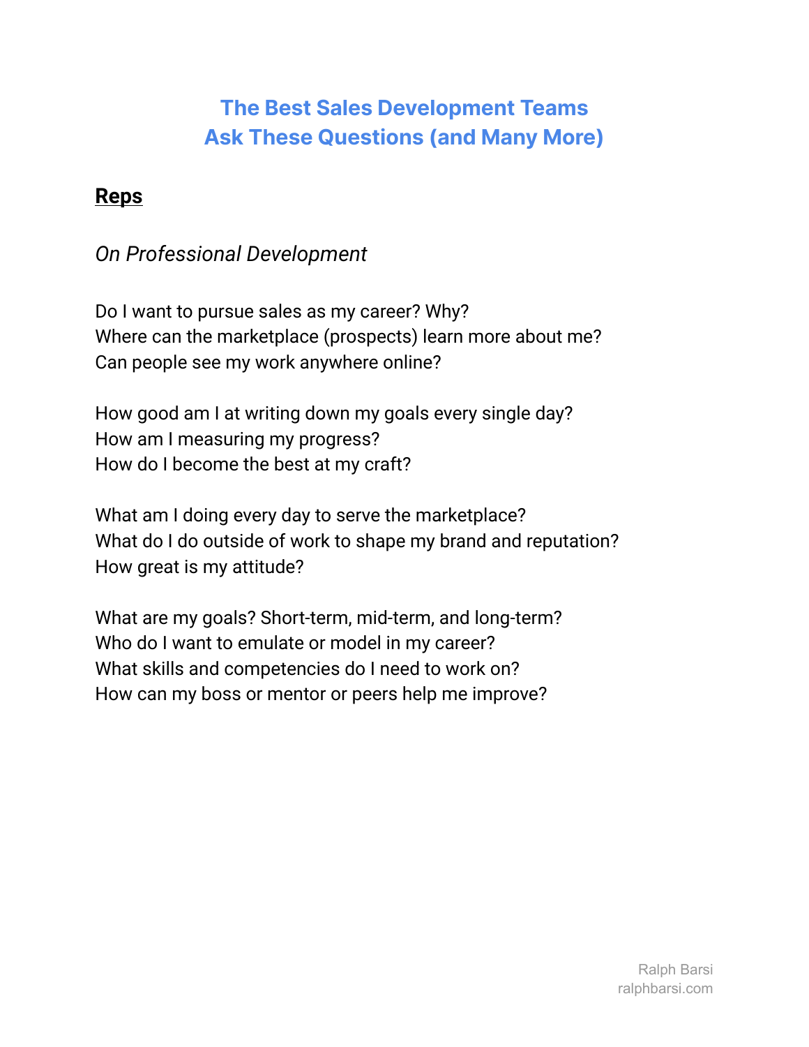# The Best Sales Development Teams Ask These Questions (and Many More)

## Reps

### *On Professional Development*

Do I want to pursue sales as my career? Why?
Where can the marketplace (prospects) learn more about me?
Can people see my work anywhere online?

How good am I at writing down my goals every single day?
How am I measuring my progress?
How do I become the best at my craft?

What am I doing every day to serve the marketplace?
What do I do outside of work to shape my brand and reputation?
How great is my attitude?

What are my goals? Short-term, mid-term, and long-term?
Who do I want to emulate or model in my career?
What skills and competencies do I need to work on?
How can my boss or mentor or peers help me improve?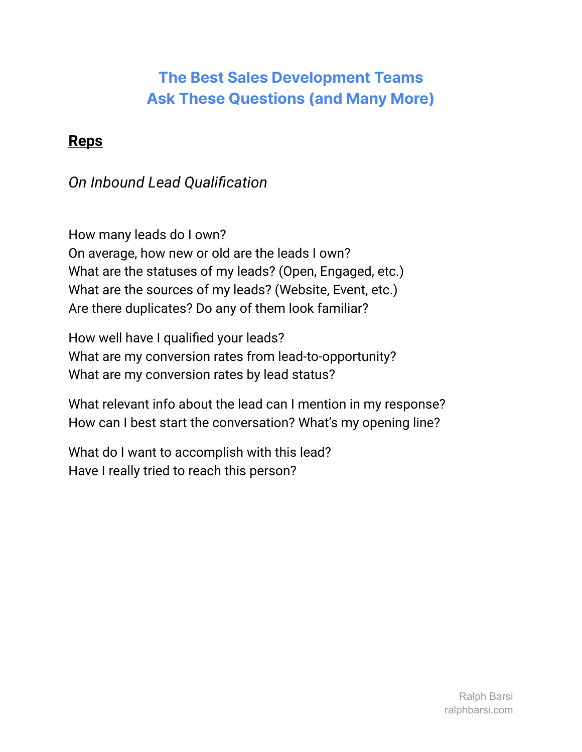# The Best Sales Development Teams Ask These Questions (and Many More)

## **Reps**

*On Inbound Lead Qualification*

How many leads do I own?
On average, how new or old are the leads I own?
What are the statuses of my leads? (Open, Engaged, etc.)
What are the sources of my leads? (Website, Event, etc.)
Are there duplicates? Do any of them look familiar?

How well have I qualified your leads?
What are my conversion rates from lead-to-opportunity?
What are my conversion rates by lead status?

What relevant info about the lead can I mention in my response?
How can I best start the conversation? What's my opening line?

What do I want to accomplish with this lead?
Have I really tried to reach this person?

Ralph Barsi
ralphbarsi.com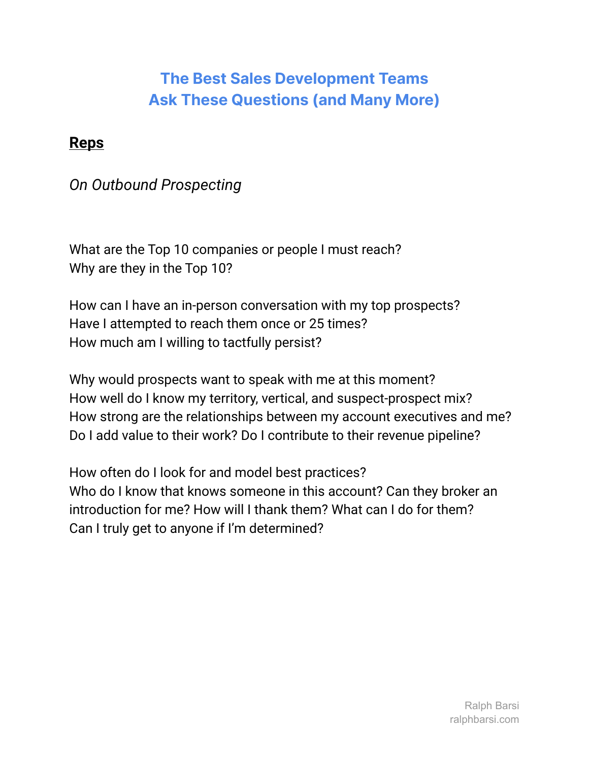# The Best Sales Development Teams
# Ask These Questions (and Many More)

**Reps**

*On Outbound Prospecting*

What are the Top 10 companies or people I must reach?
Why are they in the Top 10?

How can I have an in-person conversation with my top prospects?
Have I attempted to reach them once or 25 times?
How much am I willing to tactfully persist?

Why would prospects want to speak with me at this moment?
How well do I know my territory, vertical, and suspect-prospect mix?
How strong are the relationships between my account executives and me?
Do I add value to their work? Do I contribute to their revenue pipeline?

How often do I look for and model best practices?
Who do I know that knows someone in this account? Can they broker an introduction for me? How will I thank them? What can I do for them?
Can I truly get to anyone if I'm determined?

Ralph Barsi
ralphbarsi.com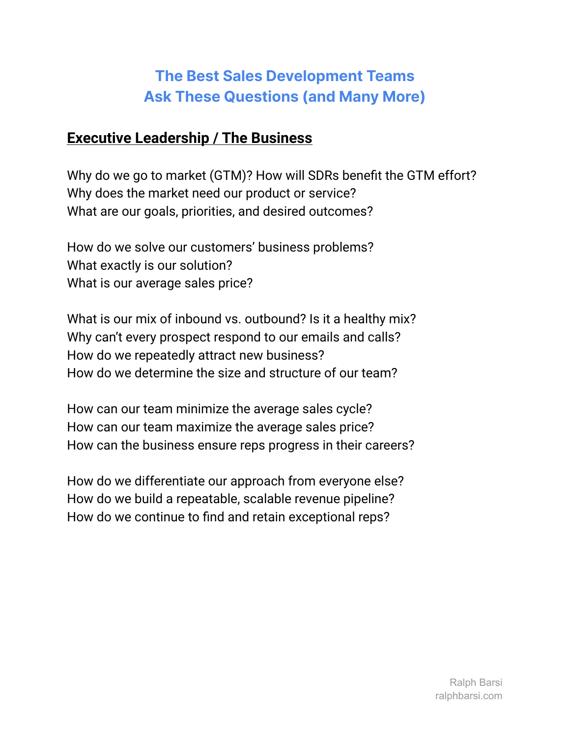# The Best Sales Development Teams Ask These Questions (and Many More)

## Executive Leadership / The Business

Why do we go to market (GTM)? How will SDRs benefit the GTM effort?
Why does the market need our product or service?
What are our goals, priorities, and desired outcomes?

How do we solve our customers' business problems?
What exactly is our solution?
What is our average sales price?

What is our mix of inbound vs. outbound? Is it a healthy mix?
Why can't every prospect respond to our emails and calls?
How do we repeatedly attract new business?
How do we determine the size and structure of our team?

How can our team minimize the average sales cycle?
How can our team maximize the average sales price?
How can the business ensure reps progress in their careers?

How do we differentiate our approach from everyone else?
How do we build a repeatable, scalable revenue pipeline?
How do we continue to find and retain exceptional reps?

Ralph Barsi
ralphbarsi.com